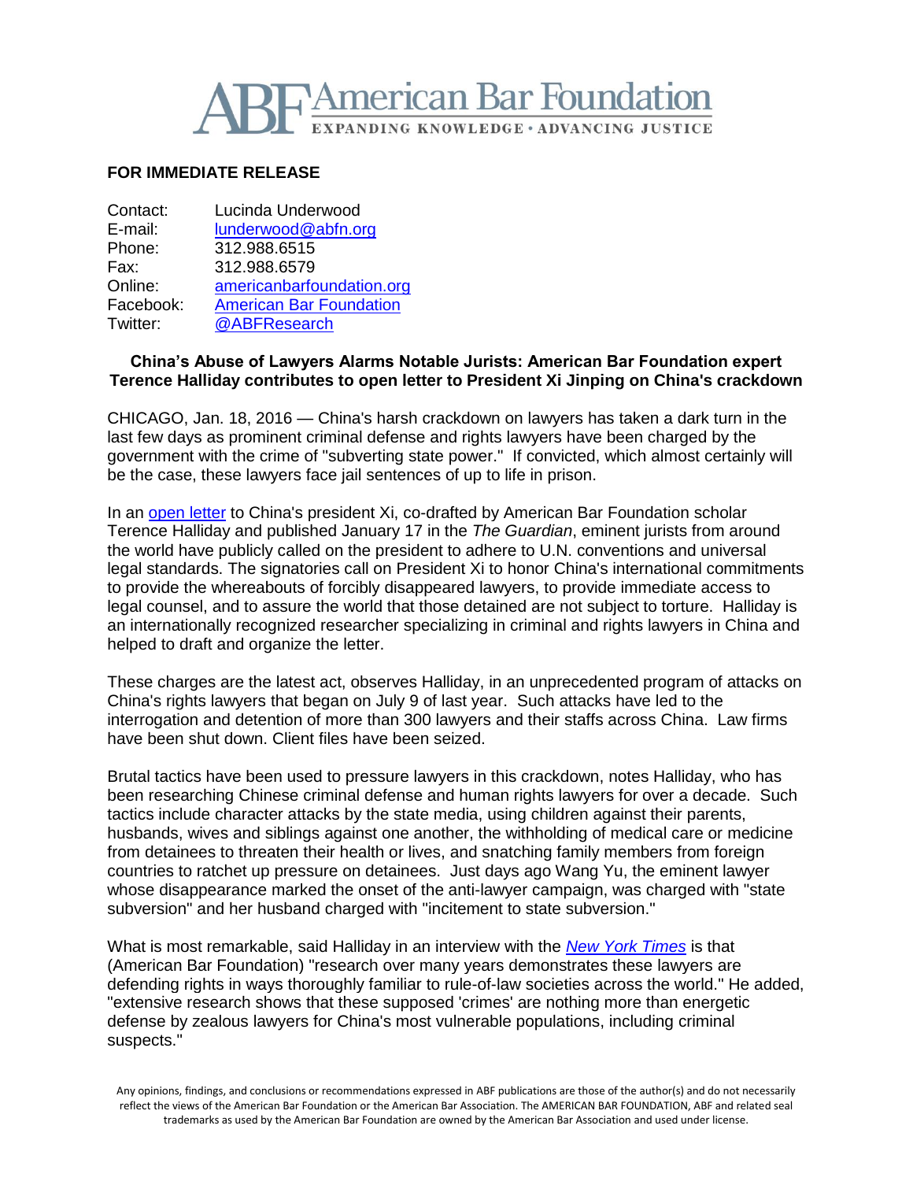# ABF American Bar Foundation

EXPANDING KNOWLEDGE • ADVANCING JUSTICE

**FOR IMMEDIATE RELEASE**

| | |
|---|---|
| Contact: | Lucinda Underwood |
| E-mail: | lunderwood@abfn.org |
| Phone: | 312.988.6515 |
| Fax: | 312.988.6579 |
| Online: | americanbarfoundation.org |
| Facebook: | American Bar Foundation |
| Twitter: | @ABFResearch |

**China's Abuse of Lawyers Alarms Notable Jurists: American Bar Foundation expert Terence Halliday contributes to open letter to President Xi Jinping on China's crackdown**

CHICAGO, Jan. 18, 2016 — China's harsh crackdown on lawyers has taken a dark turn in the last few days as prominent criminal defense and rights lawyers have been charged by the government with the crime of "subverting state power." If convicted, which almost certainly will be the case, these lawyers face jail sentences of up to life in prison.

In an open letter to China's president Xi, co-drafted by American Bar Foundation scholar Terence Halliday and published January 17 in the *The Guardian*, eminent jurists from around the world have publicly called on the president to adhere to U.N. conventions and universal legal standards. The signatories call on President Xi to honor China's international commitments to provide the whereabouts of forcibly disappeared lawyers, to provide immediate access to legal counsel, and to assure the world that those detained are not subject to torture. Halliday is an internationally recognized researcher specializing in criminal and rights lawyers in China and helped to draft and organize the letter.

These charges are the latest act, observes Halliday, in an unprecedented program of attacks on China's rights lawyers that began on July 9 of last year. Such attacks have led to the interrogation and detention of more than 300 lawyers and their staffs across China. Law firms have been shut down. Client files have been seized.

Brutal tactics have been used to pressure lawyers in this crackdown, notes Halliday, who has been researching Chinese criminal defense and human rights lawyers for over a decade. Such tactics include character attacks by the state media, using children against their parents, husbands, wives and siblings against one another, the withholding of medical care or medicine from detainees to threaten their health or lives, and snatching family members from foreign countries to ratchet up pressure on detainees. Just days ago Wang Yu, the eminent lawyer whose disappearance marked the onset of the anti-lawyer campaign, was charged with "state subversion" and her husband charged with "incitement to state subversion."

What is most remarkable, said Halliday in an interview with the *New York Times* is that (American Bar Foundation) "research over many years demonstrates these lawyers are defending rights in ways thoroughly familiar to rule-of-law societies across the world." He added, "extensive research shows that these supposed 'crimes' are nothing more than energetic defense by zealous lawyers for China's most vulnerable populations, including criminal suspects."

Any opinions, findings, and conclusions or recommendations expressed in ABF publications are those of the author(s) and do not necessarily reflect the views of the American Bar Foundation or the American Bar Association. The AMERICAN BAR FOUNDATION, ABF and related seal trademarks as used by the American Bar Foundation are owned by the American Bar Association and used under license.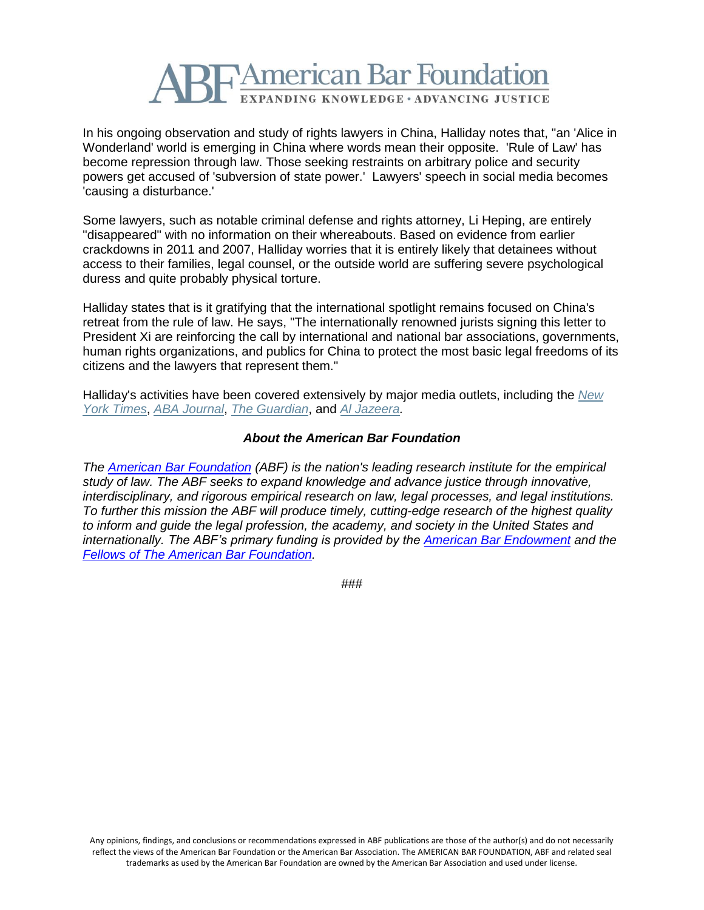In his ongoing observation and study of rights lawyers in China, Halliday notes that, "an 'Alice in Wonderland' world is emerging in China where words mean their opposite. 'Rule of Law' has become repression through law. Those seeking restraints on arbitrary police and security powers get accused of 'subversion of state power.' Lawyers' speech in social media becomes 'causing a disturbance.'

Some lawyers, such as notable criminal defense and rights attorney, Li Heping, are entirely "disappeared" with no information on their whereabouts. Based on evidence from earlier crackdowns in 2011 and 2007, Halliday worries that it is entirely likely that detainees without access to their families, legal counsel, or the outside world are suffering severe psychological duress and quite probably physical torture.

Halliday states that is it gratifying that the international spotlight remains focused on China's retreat from the rule of law. He says, "The internationally renowned jurists signing this letter to President Xi are reinforcing the call by international and national bar associations, governments, human rights organizations, and publics for China to protect the most basic legal freedoms of its citizens and the lawyers that represent them."

Halliday's activities have been covered extensively by major media outlets, including the *New York Times*, *ABA Journal*, *The Guardian*, and *Al Jazeera.*

### *About the American Bar Foundation*

*The American Bar Foundation (ABF) is the nation's leading research institute for the empirical study of law. The ABF seeks to expand knowledge and advance justice through innovative, interdisciplinary, and rigorous empirical research on law, legal processes, and legal institutions. To further this mission the ABF will produce timely, cutting-edge research of the highest quality to inform and guide the legal profession, the academy, and society in the United States and internationally. The ABF's primary funding is provided by the American Bar Endowment and the Fellows of The American Bar Foundation.*

###

Any opinions, findings, and conclusions or recommendations expressed in ABF publications are those of the author(s) and do not necessarily reflect the views of the American Bar Foundation or the American Bar Association. The AMERICAN BAR FOUNDATION, ABF and related seal trademarks as used by the American Bar Foundation are owned by the American Bar Association and used under license.